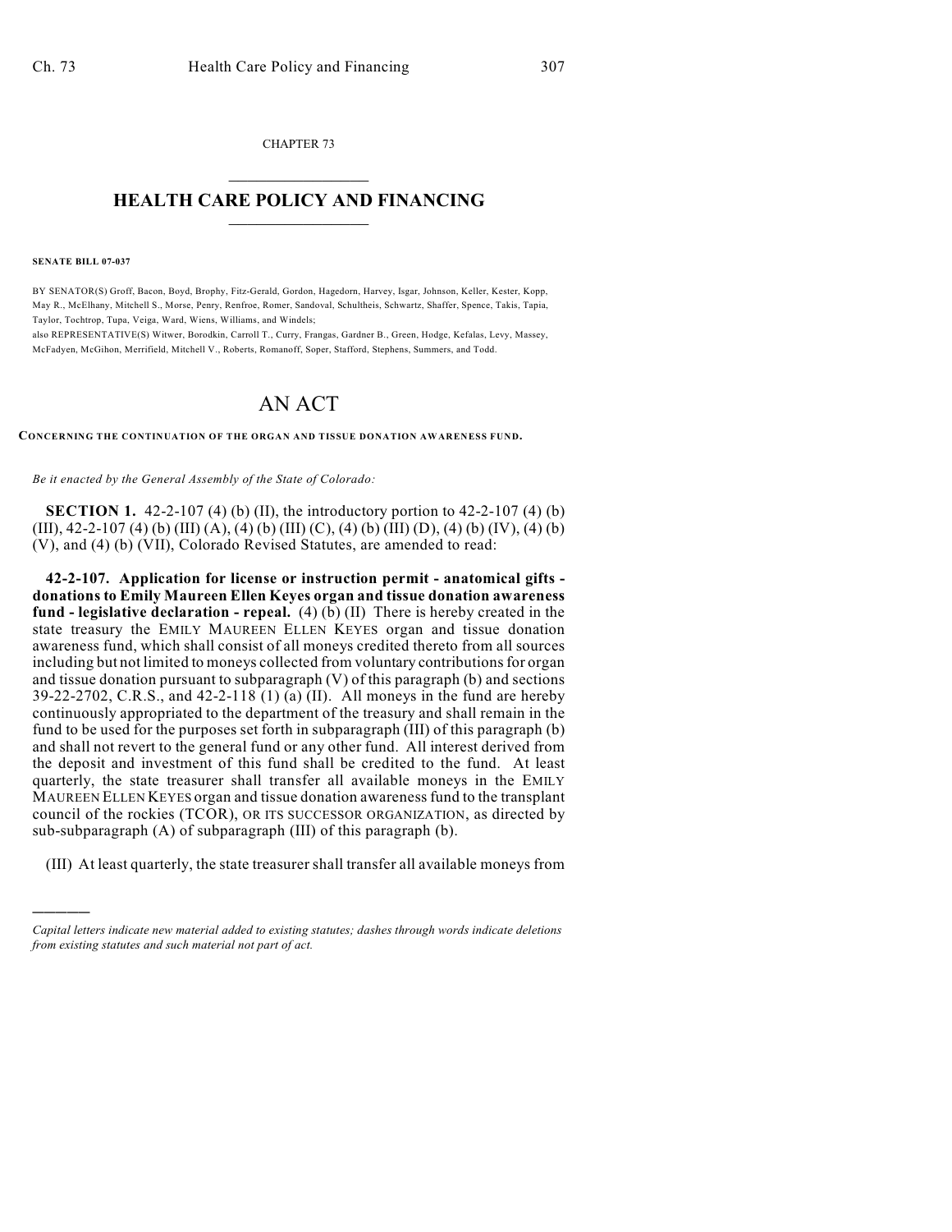CHAPTER 73

# HEALTH CARE POLICY AND FINANCING

**SENATE BILL 07-037**

BY SENATOR(S) Groff, Bacon, Boyd, Brophy, Fitz-Gerald, Gordon, Hagedorn, Harvey, Isgar, Johnson, Keller, Kester, Kopp, May R., McElhany, Mitchell S., Morse, Penry, Renfroe, Romer, Sandoval, Schultheis, Schwartz, Shaffer, Spence, Takis, Tapia, Taylor, Tochtrop, Tupa, Veiga, Ward, Wiens, Williams, and Windels;

also REPRESENTATIVE(S) Witwer, Borodkin, Carroll T., Curry, Frangas, Gardner B., Green, Hodge, Kefalas, Levy, Massey, McFadyen, McGihon, Merrifield, Mitchell V., Roberts, Romanoff, Soper, Stafford, Stephens, Summers, and Todd.

# AN ACT

**CONCERNING THE CONTINUATION OF THE ORGAN AND TISSUE DONATION AWARENESS FUND.**

*Be it enacted by the General Assembly of the State of Colorado:*

**SECTION 1.** 42-2-107 (4) (b) (II), the introductory portion to 42-2-107 (4) (b) (III), 42-2-107 (4) (b) (III) (A), (4) (b) (III) (C), (4) (b) (III) (D), (4) (b) (IV), (4) (b) (V), and (4) (b) (VII), Colorado Revised Statutes, are amended to read:

**42-2-107. Application for license or instruction permit - anatomical gifts - donations to Emily Maureen Ellen Keyes organ and tissue donation awareness fund - legislative declaration - repeal.** (4) (b) (II) There is hereby created in the state treasury the EMILY MAUREEN ELLEN KEYES organ and tissue donation awareness fund, which shall consist of all moneys credited thereto from all sources including but not limited to moneys collected from voluntary contributions for organ and tissue donation pursuant to subparagraph (V) of this paragraph (b) and sections 39-22-2702, C.R.S., and 42-2-118 (1) (a) (II). All moneys in the fund are hereby continuously appropriated to the department of the treasury and shall remain in the fund to be used for the purposes set forth in subparagraph (III) of this paragraph (b) and shall not revert to the general fund or any other fund. All interest derived from the deposit and investment of this fund shall be credited to the fund. At least quarterly, the state treasurer shall transfer all available moneys in the EMILY MAUREEN ELLEN KEYES organ and tissue donation awareness fund to the transplant council of the rockies (TCOR), OR ITS SUCCESSOR ORGANIZATION, as directed by sub-subparagraph (A) of subparagraph (III) of this paragraph (b).

(III) At least quarterly, the state treasurer shall transfer all available moneys from

---

*Capital letters indicate new material added to existing statutes; dashes through words indicate deletions from existing statutes and such material not part of act.*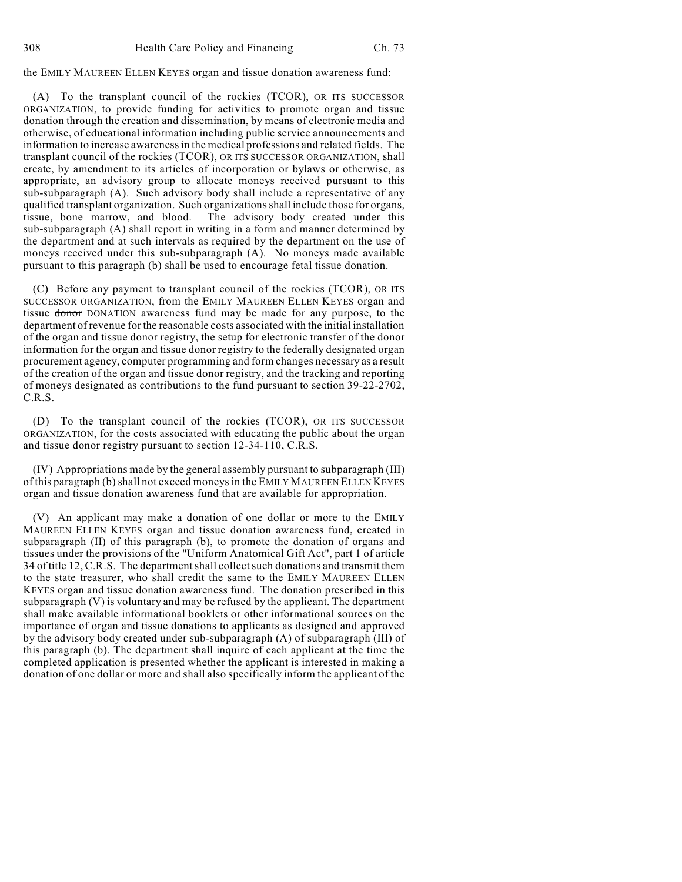the EMILY MAUREEN ELLEN KEYES organ and tissue donation awareness fund:

(A) To the transplant council of the rockies (TCOR), OR ITS SUCCESSOR ORGANIZATION, to provide funding for activities to promote organ and tissue donation through the creation and dissemination, by means of electronic media and otherwise, of educational information including public service announcements and information to increase awareness in the medical professions and related fields. The transplant council of the rockies (TCOR), OR ITS SUCCESSOR ORGANIZATION, shall create, by amendment to its articles of incorporation or bylaws or otherwise, as appropriate, an advisory group to allocate moneys received pursuant to this sub-subparagraph (A). Such advisory body shall include a representative of any qualified transplant organization. Such organizations shall include those for organs, tissue, bone marrow, and blood. The advisory body created under this sub-subparagraph (A) shall report in writing in a form and manner determined by the department and at such intervals as required by the department on the use of moneys received under this sub-subparagraph (A). No moneys made available pursuant to this paragraph (b) shall be used to encourage fetal tissue donation.

(C) Before any payment to transplant council of the rockies (TCOR), OR ITS SUCCESSOR ORGANIZATION, from the EMILY MAUREEN ELLEN KEYES organ and tissue ~~donor~~ DONATION awareness fund may be made for any purpose, to the department ~~of revenue~~ for the reasonable costs associated with the initial installation of the organ and tissue donor registry, the setup for electronic transfer of the donor information for the organ and tissue donor registry to the federally designated organ procurement agency, computer programming and form changes necessary as a result of the creation of the organ and tissue donor registry, and the tracking and reporting of moneys designated as contributions to the fund pursuant to section 39-22-2702, C.R.S.

(D) To the transplant council of the rockies (TCOR), OR ITS SUCCESSOR ORGANIZATION, for the costs associated with educating the public about the organ and tissue donor registry pursuant to section 12-34-110, C.R.S.

(IV) Appropriations made by the general assembly pursuant to subparagraph (III) of this paragraph (b) shall not exceed moneys in the EMILY MAUREEN ELLEN KEYES organ and tissue donation awareness fund that are available for appropriation.

(V) An applicant may make a donation of one dollar or more to the EMILY MAUREEN ELLEN KEYES organ and tissue donation awareness fund, created in subparagraph (II) of this paragraph (b), to promote the donation of organs and tissues under the provisions of the "Uniform Anatomical Gift Act", part 1 of article 34 of title 12, C.R.S. The department shall collect such donations and transmit them to the state treasurer, who shall credit the same to the EMILY MAUREEN ELLEN KEYES organ and tissue donation awareness fund. The donation prescribed in this subparagraph (V) is voluntary and may be refused by the applicant. The department shall make available informational booklets or other informational sources on the importance of organ and tissue donations to applicants as designed and approved by the advisory body created under sub-subparagraph (A) of subparagraph (III) of this paragraph (b). The department shall inquire of each applicant at the time the completed application is presented whether the applicant is interested in making a donation of one dollar or more and shall also specifically inform the applicant of the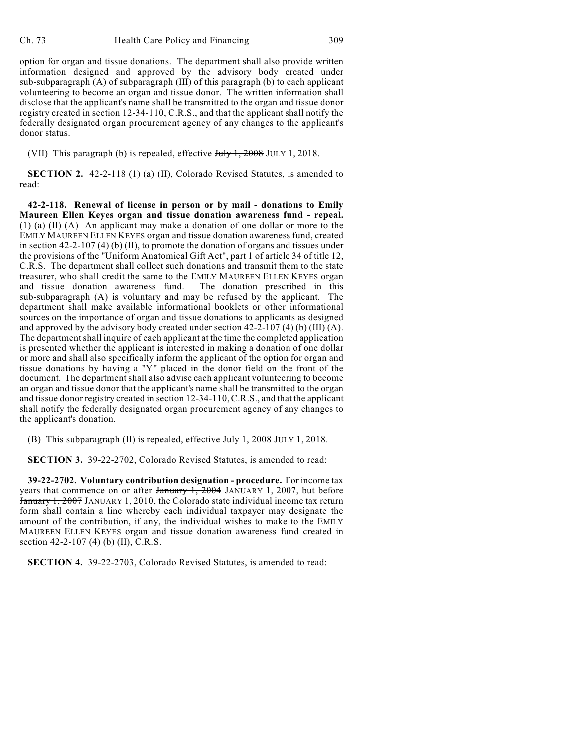option for organ and tissue donations. The department shall also provide written information designed and approved by the advisory body created under sub-subparagraph (A) of subparagraph (III) of this paragraph (b) to each applicant volunteering to become an organ and tissue donor. The written information shall disclose that the applicant's name shall be transmitted to the organ and tissue donor registry created in section 12-34-110, C.R.S., and that the applicant shall notify the federally designated organ procurement agency of any changes to the applicant's donor status.

(VII) This paragraph (b) is repealed, effective ~~July 1, 2008~~ JULY 1, 2018.

**SECTION 2.** 42-2-118 (1) (a) (II), Colorado Revised Statutes, is amended to read:

**42-2-118. Renewal of license in person or by mail - donations to Emily Maureen Ellen Keyes organ and tissue donation awareness fund - repeal.** (1) (a) (II) (A) An applicant may make a donation of one dollar or more to the EMILY MAUREEN ELLEN KEYES organ and tissue donation awareness fund, created in section 42-2-107 (4) (b) (II), to promote the donation of organs and tissues under the provisions of the "Uniform Anatomical Gift Act", part 1 of article 34 of title 12, C.R.S. The department shall collect such donations and transmit them to the state treasurer, who shall credit the same to the EMILY MAUREEN ELLEN KEYES organ and tissue donation awareness fund. The donation prescribed in this sub-subparagraph (A) is voluntary and may be refused by the applicant. The department shall make available informational booklets or other informational sources on the importance of organ and tissue donations to applicants as designed and approved by the advisory body created under section 42-2-107 (4) (b) (III) (A). The department shall inquire of each applicant at the time the completed application is presented whether the applicant is interested in making a donation of one dollar or more and shall also specifically inform the applicant of the option for organ and tissue donations by having a "Y" placed in the donor field on the front of the document. The department shall also advise each applicant volunteering to become an organ and tissue donor that the applicant's name shall be transmitted to the organ and tissue donor registry created in section 12-34-110, C.R.S., and that the applicant shall notify the federally designated organ procurement agency of any changes to the applicant's donation.

(B) This subparagraph (II) is repealed, effective ~~July 1, 2008~~ JULY 1, 2018.

**SECTION 3.** 39-22-2702, Colorado Revised Statutes, is amended to read:

**39-22-2702. Voluntary contribution designation - procedure.** For income tax years that commence on or after ~~January 1, 2004~~ JANUARY 1, 2007, but before ~~January 1, 2007~~ JANUARY 1, 2010, the Colorado state individual income tax return form shall contain a line whereby each individual taxpayer may designate the amount of the contribution, if any, the individual wishes to make to the EMILY MAUREEN ELLEN KEYES organ and tissue donation awareness fund created in section 42-2-107 (4) (b) (II), C.R.S.

**SECTION 4.** 39-22-2703, Colorado Revised Statutes, is amended to read: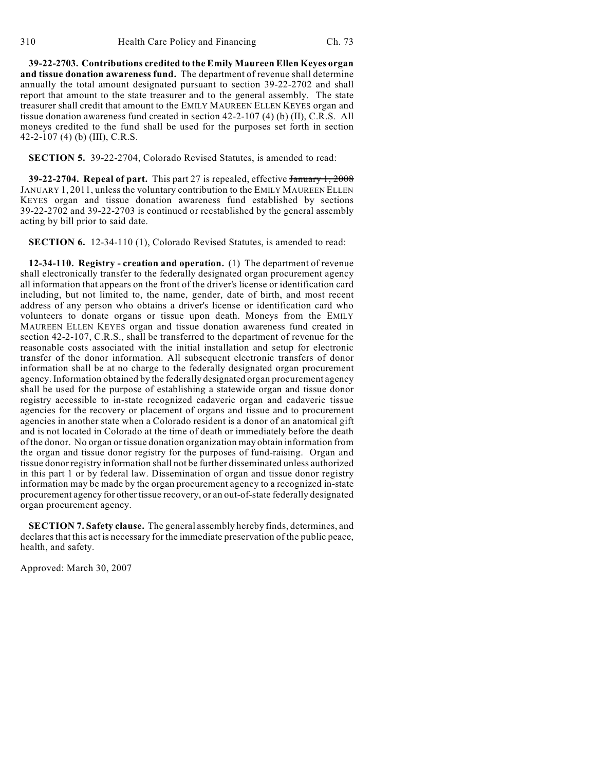**39-22-2703. Contributions credited to the Emily Maureen Ellen Keyes organ and tissue donation awareness fund.** The department of revenue shall determine annually the total amount designated pursuant to section 39-22-2702 and shall report that amount to the state treasurer and to the general assembly. The state treasurer shall credit that amount to the EMILY MAUREEN ELLEN KEYES organ and tissue donation awareness fund created in section 42-2-107 (4) (b) (II), C.R.S. All moneys credited to the fund shall be used for the purposes set forth in section 42-2-107 (4) (b) (III), C.R.S.

**SECTION 5.** 39-22-2704, Colorado Revised Statutes, is amended to read:

**39-22-2704. Repeal of part.** This part 27 is repealed, effective ~~January 1, 2008~~ JANUARY 1, 2011, unless the voluntary contribution to the EMILY MAUREEN ELLEN KEYES organ and tissue donation awareness fund established by sections 39-22-2702 and 39-22-2703 is continued or reestablished by the general assembly acting by bill prior to said date.

**SECTION 6.** 12-34-110 (1), Colorado Revised Statutes, is amended to read:

**12-34-110. Registry - creation and operation.** (1) The department of revenue shall electronically transfer to the federally designated organ procurement agency all information that appears on the front of the driver's license or identification card including, but not limited to, the name, gender, date of birth, and most recent address of any person who obtains a driver's license or identification card who volunteers to donate organs or tissue upon death. Moneys from the EMILY MAUREEN ELLEN KEYES organ and tissue donation awareness fund created in section 42-2-107, C.R.S., shall be transferred to the department of revenue for the reasonable costs associated with the initial installation and setup for electronic transfer of the donor information. All subsequent electronic transfers of donor information shall be at no charge to the federally designated organ procurement agency. Information obtained by the federally designated organ procurement agency shall be used for the purpose of establishing a statewide organ and tissue donor registry accessible to in-state recognized cadaveric organ and cadaveric tissue agencies for the recovery or placement of organs and tissue and to procurement agencies in another state when a Colorado resident is a donor of an anatomical gift and is not located in Colorado at the time of death or immediately before the death of the donor. No organ or tissue donation organization may obtain information from the organ and tissue donor registry for the purposes of fund-raising. Organ and tissue donor registry information shall not be further disseminated unless authorized in this part 1 or by federal law. Dissemination of organ and tissue donor registry information may be made by the organ procurement agency to a recognized in-state procurement agency for other tissue recovery, or an out-of-state federally designated organ procurement agency.

**SECTION 7. Safety clause.** The general assembly hereby finds, determines, and declares that this act is necessary for the immediate preservation of the public peace, health, and safety.

Approved: March 30, 2007